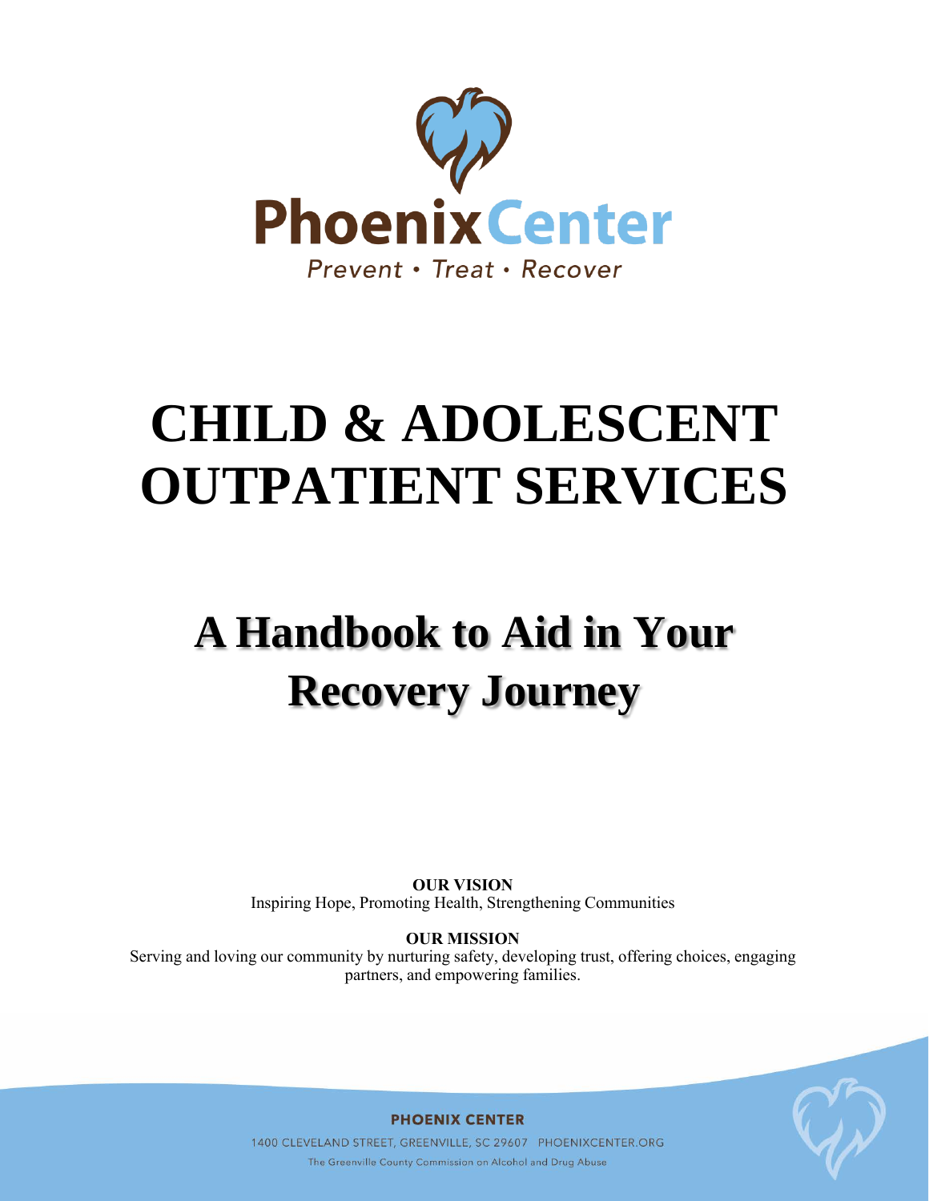Phoenix Center

*Prevent • Treat • Recover*

# CHILD & ADOLESCENT OUTPATIENT SERVICES

## A Handbook to Aid in Your Recovery Journey

**OUR VISION**

Inspiring Hope, Promoting Health, Strengthening Communities

**OUR MISSION**

Serving and loving our community by nurturing safety, developing trust, offering choices, engaging partners, and empowering families.

**PHOENIX CENTER**

1400 CLEVELAND STREET, GREENVILLE, SC 29607 PHOENIXCENTER.ORG

The Greenville County Commission on Alcohol and Drug Abuse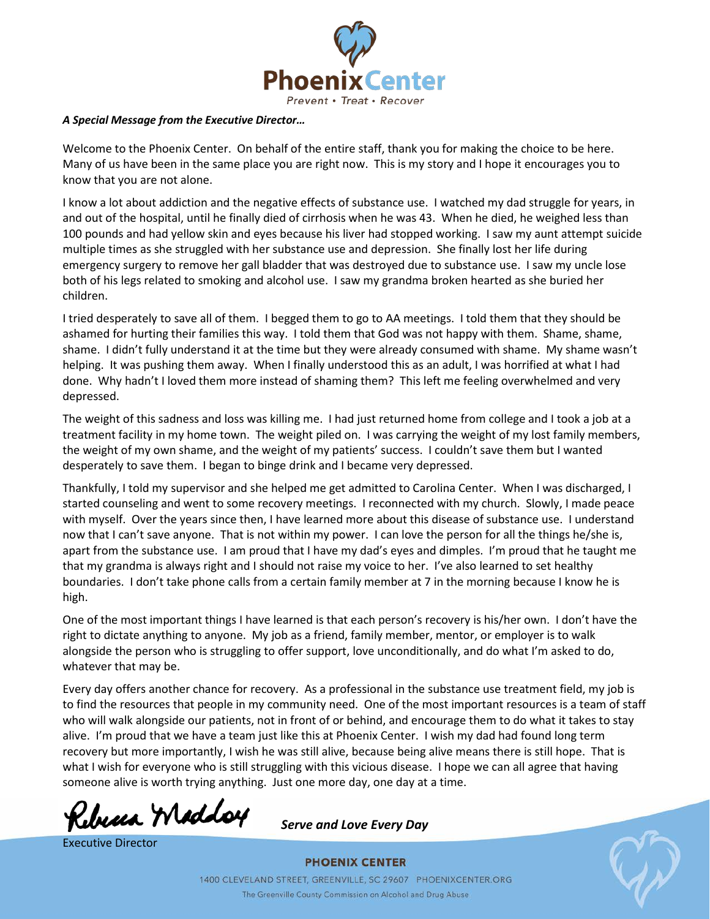*A Special Message from the Executive Director…*

Welcome to the Phoenix Center. On behalf of the entire staff, thank you for making the choice to be here. Many of us have been in the same place you are right now. This is my story and I hope it encourages you to know that you are not alone.

I know a lot about addiction and the negative effects of substance use. I watched my dad struggle for years, in and out of the hospital, until he finally died of cirrhosis when he was 43. When he died, he weighed less than 100 pounds and had yellow skin and eyes because his liver had stopped working. I saw my aunt attempt suicide multiple times as she struggled with her substance use and depression. She finally lost her life during emergency surgery to remove her gall bladder that was destroyed due to substance use. I saw my uncle lose both of his legs related to smoking and alcohol use. I saw my grandma broken hearted as she buried her children.

I tried desperately to save all of them. I begged them to go to AA meetings. I told them that they should be ashamed for hurting their families this way. I told them that God was not happy with them. Shame, shame, shame. I didn't fully understand it at the time but they were already consumed with shame. My shame wasn't helping. It was pushing them away. When I finally understood this as an adult, I was horrified at what I had done. Why hadn't I loved them more instead of shaming them? This left me feeling overwhelmed and very depressed.

The weight of this sadness and loss was killing me. I had just returned home from college and I took a job at a treatment facility in my home town. The weight piled on. I was carrying the weight of my lost family members, the weight of my own shame, and the weight of my patients' success. I couldn't save them but I wanted desperately to save them. I began to binge drink and I became very depressed.

Thankfully, I told my supervisor and she helped me get admitted to Carolina Center. When I was discharged, I started counseling and went to some recovery meetings. I reconnected with my church. Slowly, I made peace with myself. Over the years since then, I have learned more about this disease of substance use. I understand now that I can't save anyone. That is not within my power. I can love the person for all the things he/she is, apart from the substance use. I am proud that I have my dad's eyes and dimples. I'm proud that he taught me that my grandma is always right and I should not raise my voice to her. I've also learned to set healthy boundaries. I don't take phone calls from a certain family member at 7 in the morning because I know he is high.

One of the most important things I have learned is that each person's recovery is his/her own. I don't have the right to dictate anything to anyone. My job as a friend, family member, mentor, or employer is to walk alongside the person who is struggling to offer support, love unconditionally, and do what I'm asked to do, whatever that may be.

Every day offers another chance for recovery. As a professional in the substance use treatment field, my job is to find the resources that people in my community need. One of the most important resources is a team of staff who will walk alongside our patients, not in front of or behind, and encourage them to do what it takes to stay alive. I'm proud that we have a team just like this at Phoenix Center. I wish my dad had found long term recovery but more importantly, I wish he was still alive, because being alive means there is still hope. That is what I wish for everyone who is still struggling with this vicious disease. I hope we can all agree that having someone alive is worth trying anything. Just one more day, one day at a time.

Rebecca Maddox

Executive Director

***Serve and Love Every Day***

**PHOENIX CENTER**

1400 CLEVELAND STREET, GREENVILLE, SC 29607 PHOENIXCENTER.ORG

The Greenville County Commission on Alcohol and Drug Abuse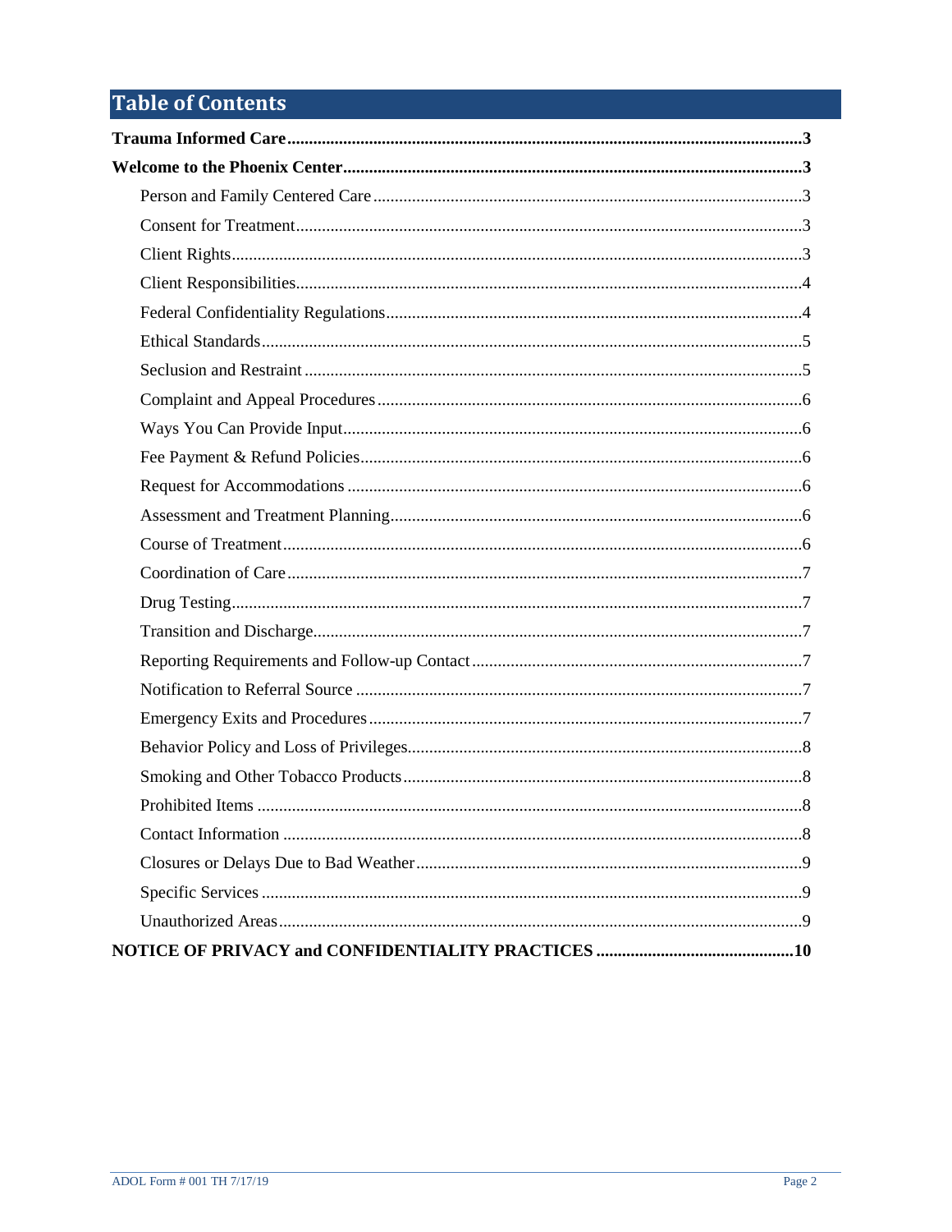# Table of Contents

**Trauma Informed Care** .......... **3**

**Welcome to the Phoenix Center** .......... **3**

- Person and Family Centered Care .......... 3
- Consent for Treatment .......... 3
- Client Rights .......... 3
- Client Responsibilities .......... 4
- Federal Confidentiality Regulations .......... 4
- Ethical Standards .......... 5
- Seclusion and Restraint .......... 5
- Complaint and Appeal Procedures .......... 6
- Ways You Can Provide Input .......... 6
- Fee Payment & Refund Policies .......... 6
- Request for Accommodations .......... 6
- Assessment and Treatment Planning .......... 6
- Course of Treatment .......... 6
- Coordination of Care .......... 7
- Drug Testing .......... 7
- Transition and Discharge .......... 7
- Reporting Requirements and Follow-up Contact .......... 7
- Notification to Referral Source .......... 7
- Emergency Exits and Procedures .......... 7
- Behavior Policy and Loss of Privileges .......... 8
- Smoking and Other Tobacco Products .......... 8
- Prohibited Items .......... 8
- Contact Information .......... 8
- Closures or Delays Due to Bad Weather .......... 9
- Specific Services .......... 9
- Unauthorized Areas .......... 9

**NOTICE OF PRIVACY and CONFIDENTIALITY PRACTICES** .......... **10**

ADOL Form # 001 TH 7/17/19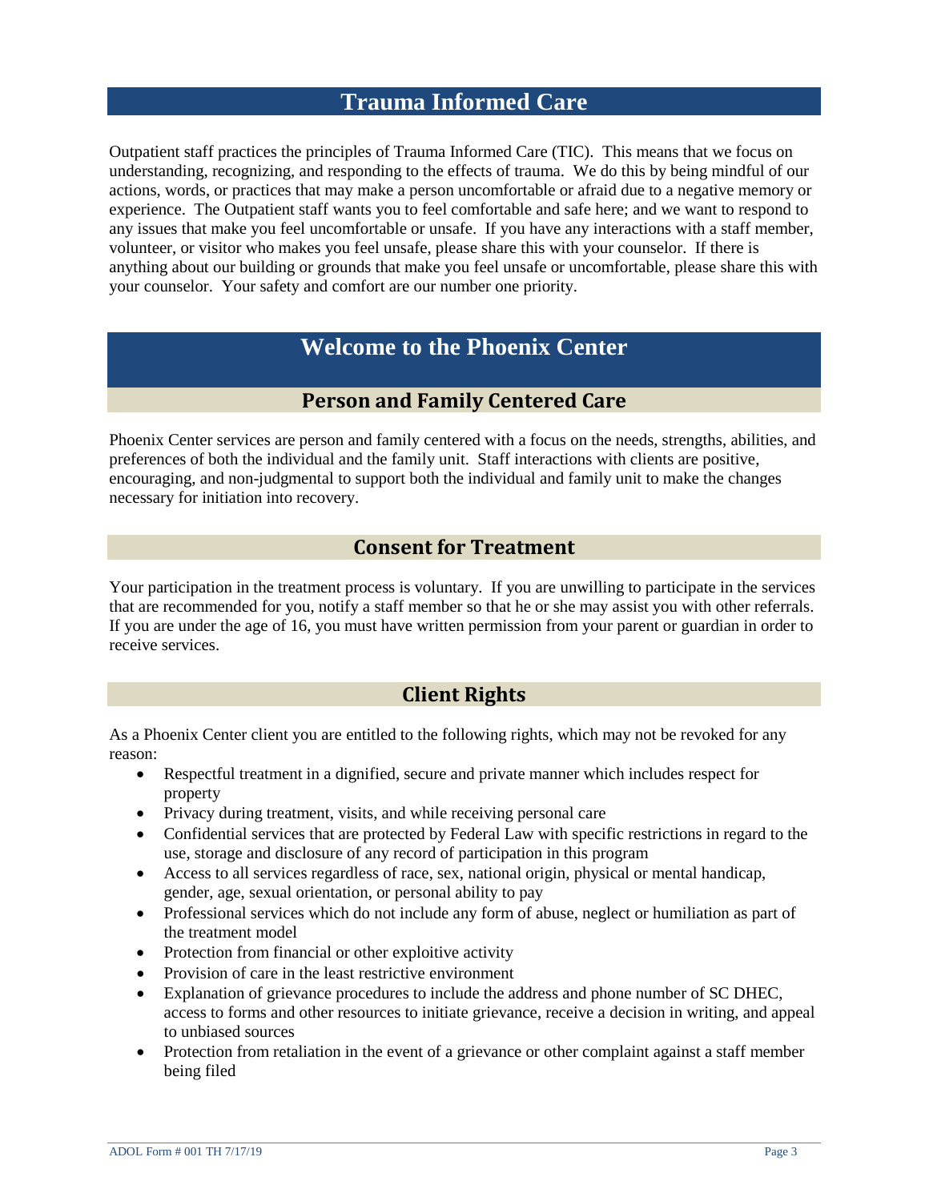## Trauma Informed Care

Outpatient staff practices the principles of Trauma Informed Care (TIC). This means that we focus on understanding, recognizing, and responding to the effects of trauma. We do this by being mindful of our actions, words, or practices that may make a person uncomfortable or afraid due to a negative memory or experience. The Outpatient staff wants you to feel comfortable and safe here; and we want to respond to any issues that make you feel uncomfortable or unsafe. If you have any interactions with a staff member, volunteer, or visitor who makes you feel unsafe, please share this with your counselor. If there is anything about our building or grounds that make you feel unsafe or uncomfortable, please share this with your counselor. Your safety and comfort are our number one priority.

## Welcome to the Phoenix Center

### Person and Family Centered Care

Phoenix Center services are person and family centered with a focus on the needs, strengths, abilities, and preferences of both the individual and the family unit. Staff interactions with clients are positive, encouraging, and non-judgmental to support both the individual and family unit to make the changes necessary for initiation into recovery.

### Consent for Treatment

Your participation in the treatment process is voluntary. If you are unwilling to participate in the services that are recommended for you, notify a staff member so that he or she may assist you with other referrals. If you are under the age of 16, you must have written permission from your parent or guardian in order to receive services.

### Client Rights

As a Phoenix Center client you are entitled to the following rights, which may not be revoked for any reason:

- Respectful treatment in a dignified, secure and private manner which includes respect for property
- Privacy during treatment, visits, and while receiving personal care
- Confidential services that are protected by Federal Law with specific restrictions in regard to the use, storage and disclosure of any record of participation in this program
- Access to all services regardless of race, sex, national origin, physical or mental handicap, gender, age, sexual orientation, or personal ability to pay
- Professional services which do not include any form of abuse, neglect or humiliation as part of the treatment model
- Protection from financial or other exploitive activity
- Provision of care in the least restrictive environment
- Explanation of grievance procedures to include the address and phone number of SC DHEC, access to forms and other resources to initiate grievance, receive a decision in writing, and appeal to unbiased sources
- Protection from retaliation in the event of a grievance or other complaint against a staff member being filed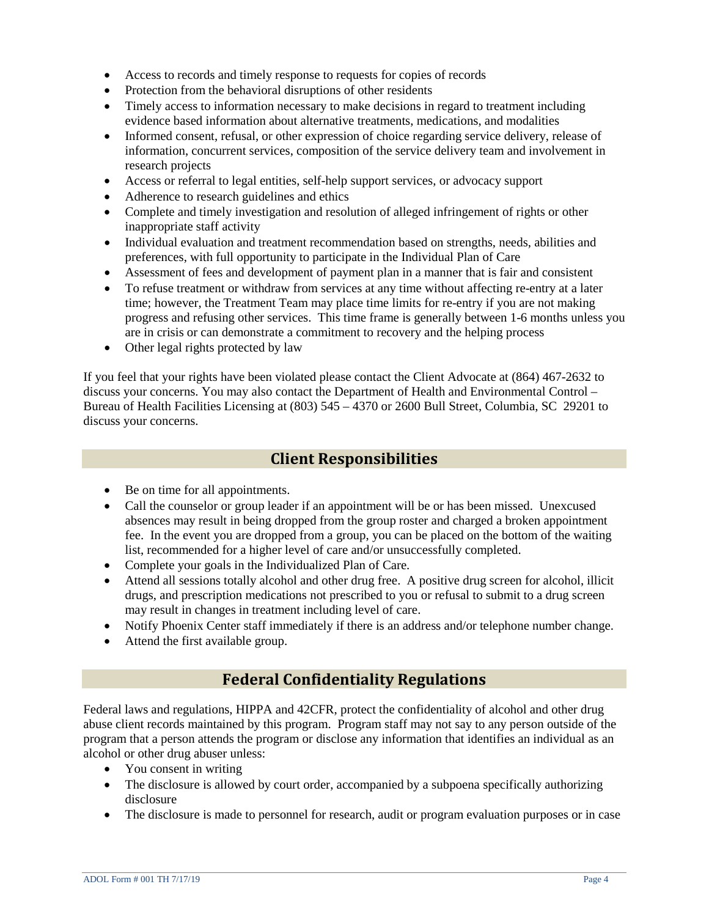- Access to records and timely response to requests for copies of records
- Protection from the behavioral disruptions of other residents
- Timely access to information necessary to make decisions in regard to treatment including evidence based information about alternative treatments, medications, and modalities
- Informed consent, refusal, or other expression of choice regarding service delivery, release of information, concurrent services, composition of the service delivery team and involvement in research projects
- Access or referral to legal entities, self-help support services, or advocacy support
- Adherence to research guidelines and ethics
- Complete and timely investigation and resolution of alleged infringement of rights or other inappropriate staff activity
- Individual evaluation and treatment recommendation based on strengths, needs, abilities and preferences, with full opportunity to participate in the Individual Plan of Care
- Assessment of fees and development of payment plan in a manner that is fair and consistent
- To refuse treatment or withdraw from services at any time without affecting re-entry at a later time; however, the Treatment Team may place time limits for re-entry if you are not making progress and refusing other services. This time frame is generally between 1-6 months unless you are in crisis or can demonstrate a commitment to recovery and the helping process
- Other legal rights protected by law

If you feel that your rights have been violated please contact the Client Advocate at (864) 467-2632 to discuss your concerns. You may also contact the Department of Health and Environmental Control – Bureau of Health Facilities Licensing at (803) 545 – 4370 or 2600 Bull Street, Columbia, SC 29201 to discuss your concerns.

## Client Responsibilities

- Be on time for all appointments.
- Call the counselor or group leader if an appointment will be or has been missed. Unexcused absences may result in being dropped from the group roster and charged a broken appointment fee. In the event you are dropped from a group, you can be placed on the bottom of the waiting list, recommended for a higher level of care and/or unsuccessfully completed.
- Complete your goals in the Individualized Plan of Care.
- Attend all sessions totally alcohol and other drug free. A positive drug screen for alcohol, illicit drugs, and prescription medications not prescribed to you or refusal to submit to a drug screen may result in changes in treatment including level of care.
- Notify Phoenix Center staff immediately if there is an address and/or telephone number change.
- Attend the first available group.

## Federal Confidentiality Regulations

Federal laws and regulations, HIPPA and 42CFR, protect the confidentiality of alcohol and other drug abuse client records maintained by this program. Program staff may not say to any person outside of the program that a person attends the program or disclose any information that identifies an individual as an alcohol or other drug abuser unless:

- You consent in writing
- The disclosure is allowed by court order, accompanied by a subpoena specifically authorizing disclosure
- The disclosure is made to personnel for research, audit or program evaluation purposes or in case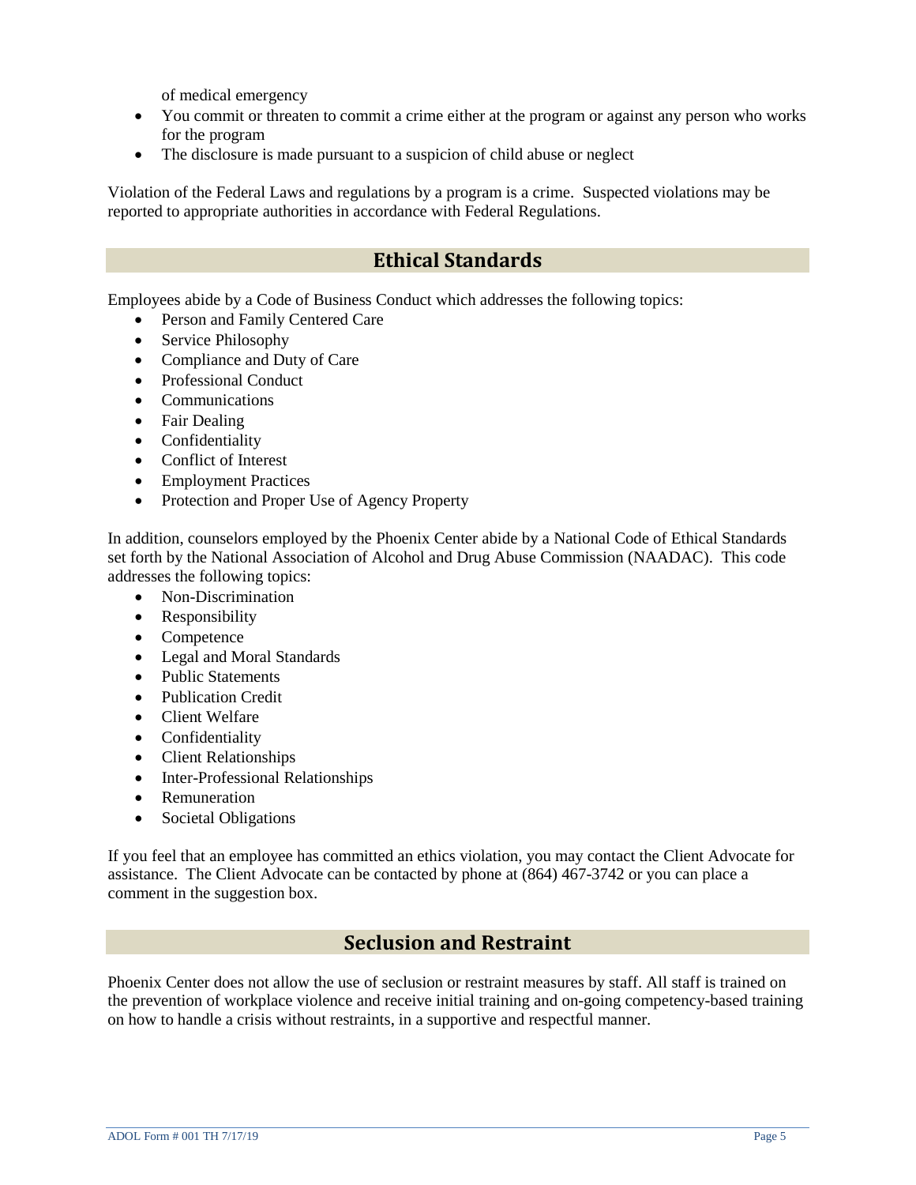of medical emergency

- You commit or threaten to commit a crime either at the program or against any person who works for the program
- The disclosure is made pursuant to a suspicion of child abuse or neglect

Violation of the Federal Laws and regulations by a program is a crime. Suspected violations may be reported to appropriate authorities in accordance with Federal Regulations.

## Ethical Standards

Employees abide by a Code of Business Conduct which addresses the following topics:

- Person and Family Centered Care
- Service Philosophy
- Compliance and Duty of Care
- Professional Conduct
- Communications
- Fair Dealing
- Confidentiality
- Conflict of Interest
- Employment Practices
- Protection and Proper Use of Agency Property

In addition, counselors employed by the Phoenix Center abide by a National Code of Ethical Standards set forth by the National Association of Alcohol and Drug Abuse Commission (NAADAC). This code addresses the following topics:

- Non-Discrimination
- Responsibility
- Competence
- Legal and Moral Standards
- Public Statements
- Publication Credit
- Client Welfare
- Confidentiality
- Client Relationships
- Inter-Professional Relationships
- Remuneration
- Societal Obligations

If you feel that an employee has committed an ethics violation, you may contact the Client Advocate for assistance. The Client Advocate can be contacted by phone at (864) 467-3742 or you can place a comment in the suggestion box.

## Seclusion and Restraint

Phoenix Center does not allow the use of seclusion or restraint measures by staff. All staff is trained on the prevention of workplace violence and receive initial training and on-going competency-based training on how to handle a crisis without restraints, in a supportive and respectful manner.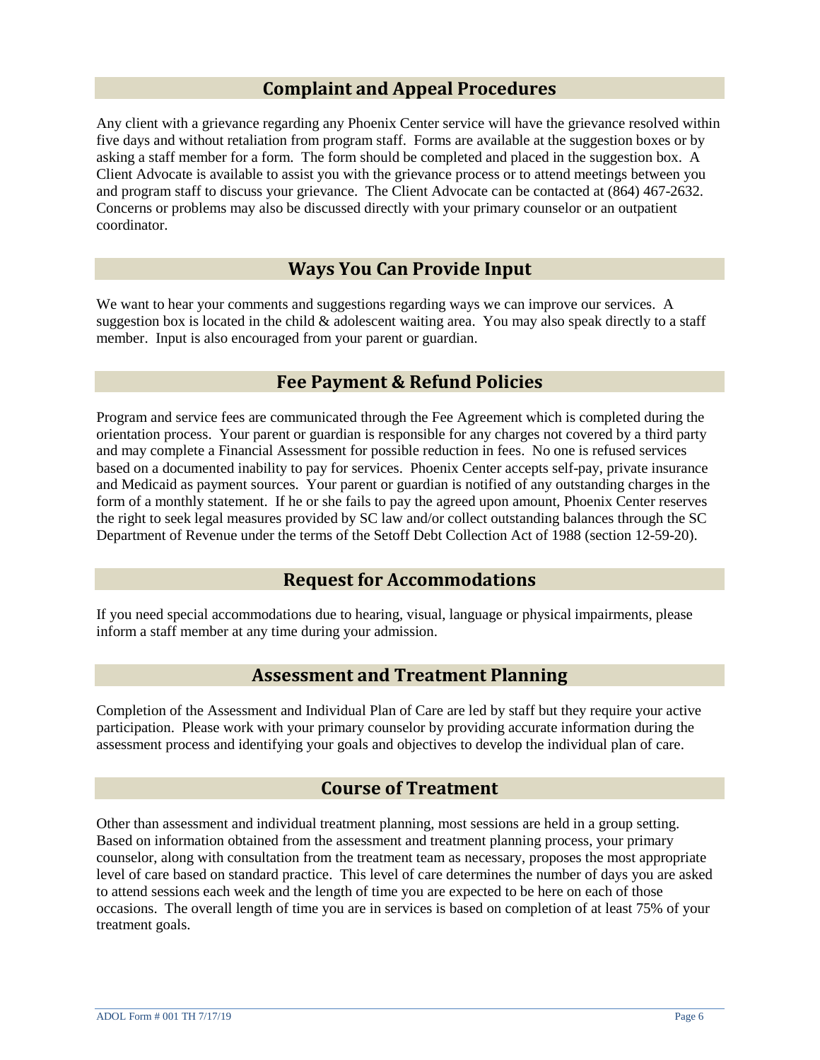## Complaint and Appeal Procedures

Any client with a grievance regarding any Phoenix Center service will have the grievance resolved within five days and without retaliation from program staff. Forms are available at the suggestion boxes or by asking a staff member for a form. The form should be completed and placed in the suggestion box. A Client Advocate is available to assist you with the grievance process or to attend meetings between you and program staff to discuss your grievance. The Client Advocate can be contacted at (864) 467-2632. Concerns or problems may also be discussed directly with your primary counselor or an outpatient coordinator.

## Ways You Can Provide Input

We want to hear your comments and suggestions regarding ways we can improve our services. A suggestion box is located in the child & adolescent waiting area. You may also speak directly to a staff member. Input is also encouraged from your parent or guardian.

## Fee Payment & Refund Policies

Program and service fees are communicated through the Fee Agreement which is completed during the orientation process. Your parent or guardian is responsible for any charges not covered by a third party and may complete a Financial Assessment for possible reduction in fees. No one is refused services based on a documented inability to pay for services. Phoenix Center accepts self-pay, private insurance and Medicaid as payment sources. Your parent or guardian is notified of any outstanding charges in the form of a monthly statement. If he or she fails to pay the agreed upon amount, Phoenix Center reserves the right to seek legal measures provided by SC law and/or collect outstanding balances through the SC Department of Revenue under the terms of the Setoff Debt Collection Act of 1988 (section 12-59-20).

## Request for Accommodations

If you need special accommodations due to hearing, visual, language or physical impairments, please inform a staff member at any time during your admission.

## Assessment and Treatment Planning

Completion of the Assessment and Individual Plan of Care are led by staff but they require your active participation. Please work with your primary counselor by providing accurate information during the assessment process and identifying your goals and objectives to develop the individual plan of care.

## Course of Treatment

Other than assessment and individual treatment planning, most sessions are held in a group setting. Based on information obtained from the assessment and treatment planning process, your primary counselor, along with consultation from the treatment team as necessary, proposes the most appropriate level of care based on standard practice. This level of care determines the number of days you are asked to attend sessions each week and the length of time you are expected to be here on each of those occasions. The overall length of time you are in services is based on completion of at least 75% of your treatment goals.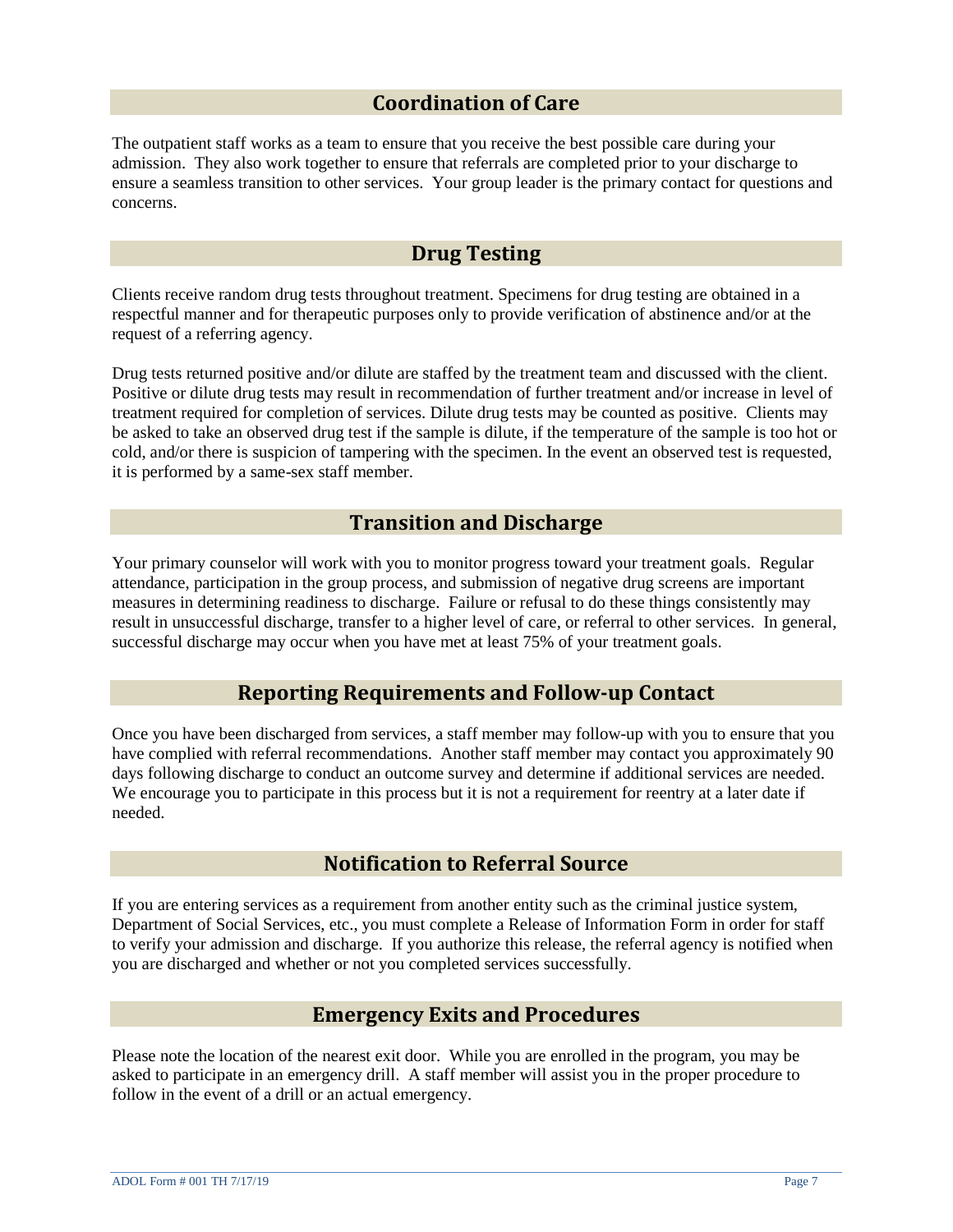## Coordination of Care

The outpatient staff works as a team to ensure that you receive the best possible care during your admission. They also work together to ensure that referrals are completed prior to your discharge to ensure a seamless transition to other services. Your group leader is the primary contact for questions and concerns.

## Drug Testing

Clients receive random drug tests throughout treatment. Specimens for drug testing are obtained in a respectful manner and for therapeutic purposes only to provide verification of abstinence and/or at the request of a referring agency.

Drug tests returned positive and/or dilute are staffed by the treatment team and discussed with the client. Positive or dilute drug tests may result in recommendation of further treatment and/or increase in level of treatment required for completion of services. Dilute drug tests may be counted as positive. Clients may be asked to take an observed drug test if the sample is dilute, if the temperature of the sample is too hot or cold, and/or there is suspicion of tampering with the specimen. In the event an observed test is requested, it is performed by a same-sex staff member.

## Transition and Discharge

Your primary counselor will work with you to monitor progress toward your treatment goals. Regular attendance, participation in the group process, and submission of negative drug screens are important measures in determining readiness to discharge. Failure or refusal to do these things consistently may result in unsuccessful discharge, transfer to a higher level of care, or referral to other services. In general, successful discharge may occur when you have met at least 75% of your treatment goals.

## Reporting Requirements and Follow-up Contact

Once you have been discharged from services, a staff member may follow-up with you to ensure that you have complied with referral recommendations. Another staff member may contact you approximately 90 days following discharge to conduct an outcome survey and determine if additional services are needed. We encourage you to participate in this process but it is not a requirement for reentry at a later date if needed.

## Notification to Referral Source

If you are entering services as a requirement from another entity such as the criminal justice system, Department of Social Services, etc., you must complete a Release of Information Form in order for staff to verify your admission and discharge. If you authorize this release, the referral agency is notified when you are discharged and whether or not you completed services successfully.

## Emergency Exits and Procedures

Please note the location of the nearest exit door. While you are enrolled in the program, you may be asked to participate in an emergency drill. A staff member will assist you in the proper procedure to follow in the event of a drill or an actual emergency.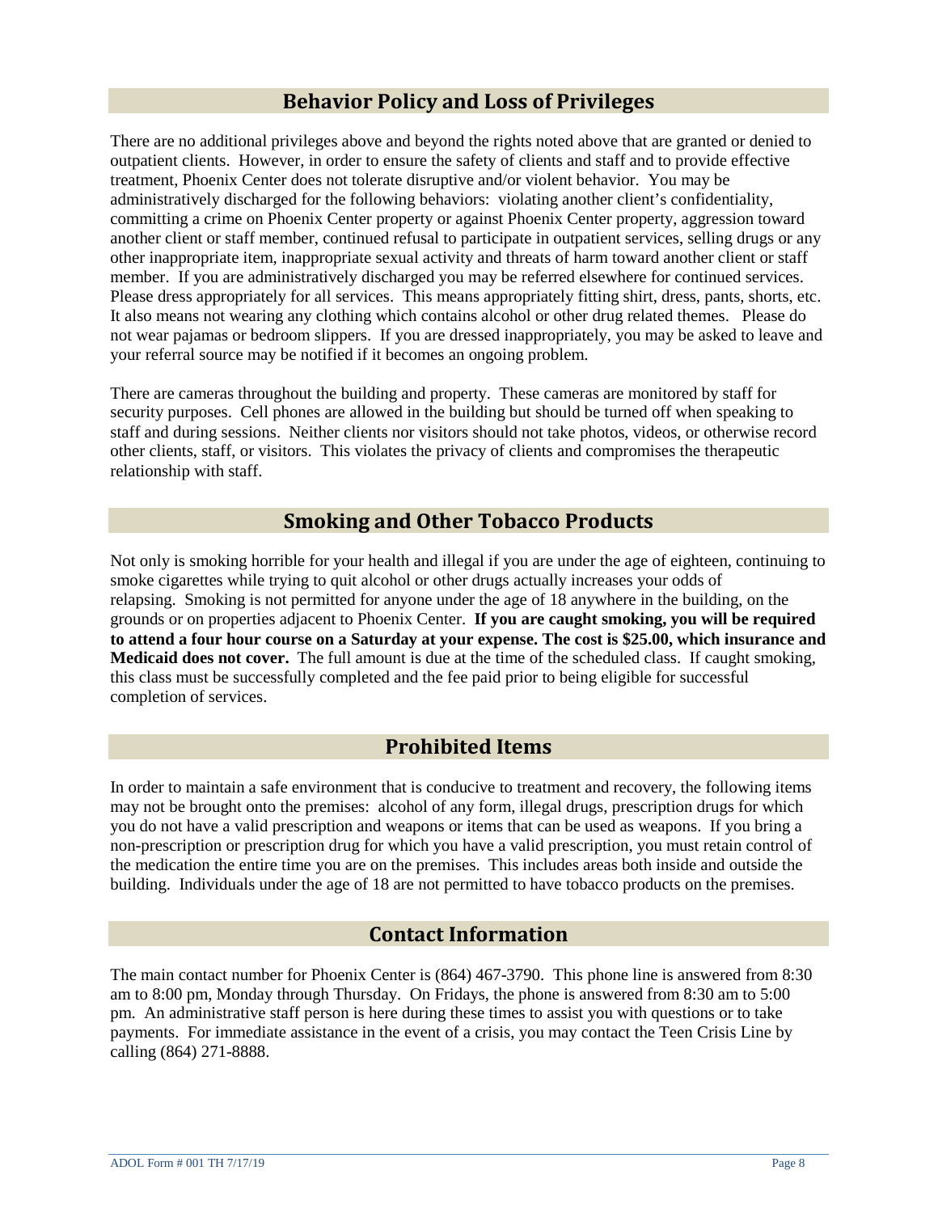## Behavior Policy and Loss of Privileges

There are no additional privileges above and beyond the rights noted above that are granted or denied to outpatient clients. However, in order to ensure the safety of clients and staff and to provide effective treatment, Phoenix Center does not tolerate disruptive and/or violent behavior. You may be administratively discharged for the following behaviors: violating another client's confidentiality, committing a crime on Phoenix Center property or against Phoenix Center property, aggression toward another client or staff member, continued refusal to participate in outpatient services, selling drugs or any other inappropriate item, inappropriate sexual activity and threats of harm toward another client or staff member. If you are administratively discharged you may be referred elsewhere for continued services. Please dress appropriately for all services. This means appropriately fitting shirt, dress, pants, shorts, etc. It also means not wearing any clothing which contains alcohol or other drug related themes. Please do not wear pajamas or bedroom slippers. If you are dressed inappropriately, you may be asked to leave and your referral source may be notified if it becomes an ongoing problem.

There are cameras throughout the building and property. These cameras are monitored by staff for security purposes. Cell phones are allowed in the building but should be turned off when speaking to staff and during sessions. Neither clients nor visitors should not take photos, videos, or otherwise record other clients, staff, or visitors. This violates the privacy of clients and compromises the therapeutic relationship with staff.

## Smoking and Other Tobacco Products

Not only is smoking horrible for your health and illegal if you are under the age of eighteen, continuing to smoke cigarettes while trying to quit alcohol or other drugs actually increases your odds of relapsing. Smoking is not permitted for anyone under the age of 18 anywhere in the building, on the grounds or on properties adjacent to Phoenix Center. **If you are caught smoking, you will be required to attend a four hour course on a Saturday at your expense. The cost is $25.00, which insurance and Medicaid does not cover.** The full amount is due at the time of the scheduled class. If caught smoking, this class must be successfully completed and the fee paid prior to being eligible for successful completion of services.

## Prohibited Items

In order to maintain a safe environment that is conducive to treatment and recovery, the following items may not be brought onto the premises: alcohol of any form, illegal drugs, prescription drugs for which you do not have a valid prescription and weapons or items that can be used as weapons. If you bring a non-prescription or prescription drug for which you have a valid prescription, you must retain control of the medication the entire time you are on the premises. This includes areas both inside and outside the building. Individuals under the age of 18 are not permitted to have tobacco products on the premises.

## Contact Information

The main contact number for Phoenix Center is (864) 467-3790. This phone line is answered from 8:30 am to 8:00 pm, Monday through Thursday. On Fridays, the phone is answered from 8:30 am to 5:00 pm. An administrative staff person is here during these times to assist you with questions or to take payments. For immediate assistance in the event of a crisis, you may contact the Teen Crisis Line by calling (864) 271-8888.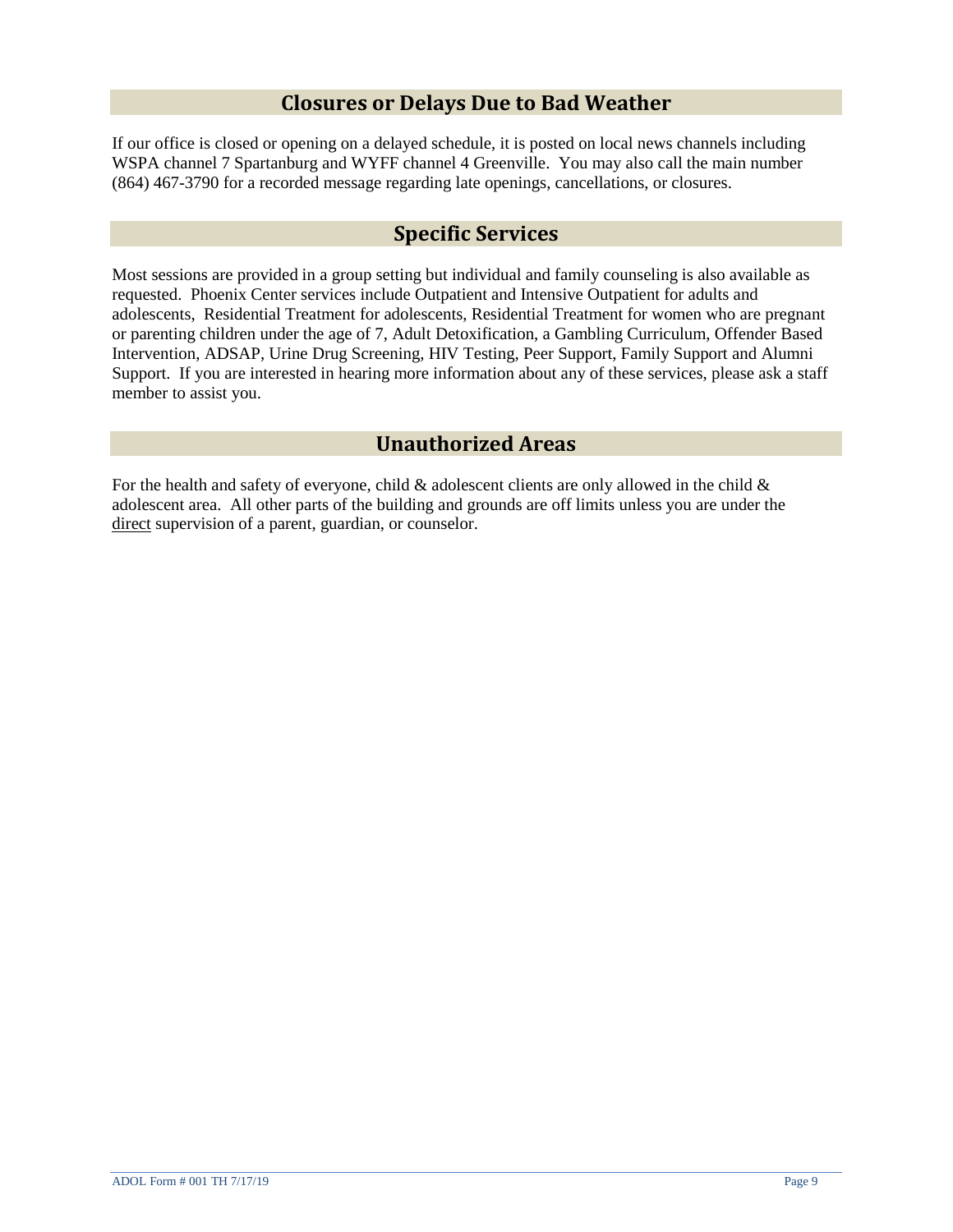## Closures or Delays Due to Bad Weather

If our office is closed or opening on a delayed schedule, it is posted on local news channels including WSPA channel 7 Spartanburg and WYFF channel 4 Greenville. You may also call the main number (864) 467-3790 for a recorded message regarding late openings, cancellations, or closures.

## Specific Services

Most sessions are provided in a group setting but individual and family counseling is also available as requested. Phoenix Center services include Outpatient and Intensive Outpatient for adults and adolescents, Residential Treatment for adolescents, Residential Treatment for women who are pregnant or parenting children under the age of 7, Adult Detoxification, a Gambling Curriculum, Offender Based Intervention, ADSAP, Urine Drug Screening, HIV Testing, Peer Support, Family Support and Alumni Support. If you are interested in hearing more information about any of these services, please ask a staff member to assist you.

## Unauthorized Areas

For the health and safety of everyone, child & adolescent clients are only allowed in the child & adolescent area. All other parts of the building and grounds are off limits unless you are under the <u>direct</u> supervision of a parent, guardian, or counselor.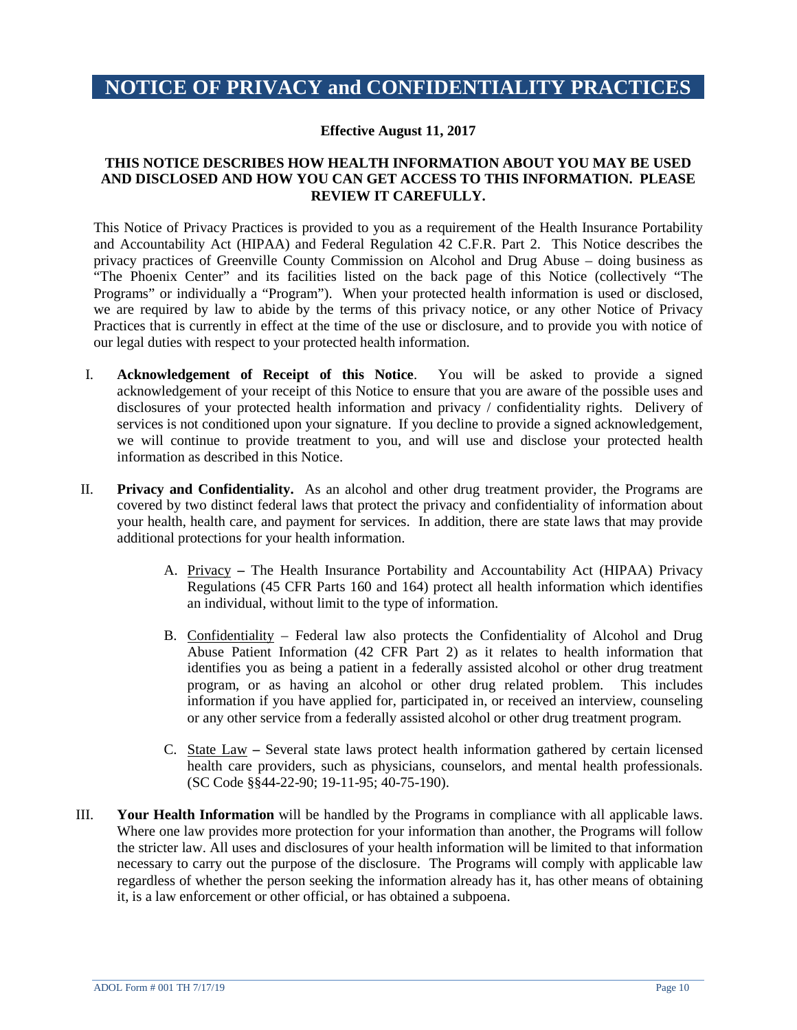# NOTICE OF PRIVACY and CONFIDENTIALITY PRACTICES

**Effective August 11, 2017**

**THIS NOTICE DESCRIBES HOW HEALTH INFORMATION ABOUT YOU MAY BE USED AND DISCLOSED AND HOW YOU CAN GET ACCESS TO THIS INFORMATION. PLEASE REVIEW IT CAREFULLY.**

This Notice of Privacy Practices is provided to you as a requirement of the Health Insurance Portability and Accountability Act (HIPAA) and Federal Regulation 42 C.F.R. Part 2. This Notice describes the privacy practices of Greenville County Commission on Alcohol and Drug Abuse – doing business as "The Phoenix Center" and its facilities listed on the back page of this Notice (collectively "The Programs" or individually a "Program"). When your protected health information is used or disclosed, we are required by law to abide by the terms of this privacy notice, or any other Notice of Privacy Practices that is currently in effect at the time of the use or disclosure, and to provide you with notice of our legal duties with respect to your protected health information.

I. **Acknowledgement of Receipt of this Notice**. You will be asked to provide a signed acknowledgement of your receipt of this Notice to ensure that you are aware of the possible uses and disclosures of your protected health information and privacy / confidentiality rights. Delivery of services is not conditioned upon your signature. If you decline to provide a signed acknowledgement, we will continue to provide treatment to you, and will use and disclose your protected health information as described in this Notice.

II. **Privacy and Confidentiality.** As an alcohol and other drug treatment provider, the Programs are covered by two distinct federal laws that protect the privacy and confidentiality of information about your health, health care, and payment for services. In addition, there are state laws that may provide additional protections for your health information.

   A. Privacy **–** The Health Insurance Portability and Accountability Act (HIPAA) Privacy Regulations (45 CFR Parts 160 and 164) protect all health information which identifies an individual, without limit to the type of information.

   B. Confidentiality – Federal law also protects the Confidentiality of Alcohol and Drug Abuse Patient Information (42 CFR Part 2) as it relates to health information that identifies you as being a patient in a federally assisted alcohol or other drug treatment program, or as having an alcohol or other drug related problem. This includes information if you have applied for, participated in, or received an interview, counseling or any other service from a federally assisted alcohol or other drug treatment program.

   C. State Law **–** Several state laws protect health information gathered by certain licensed health care providers, such as physicians, counselors, and mental health professionals. (SC Code §§44-22-90; 19-11-95; 40-75-190).

III. **Your Health Information** will be handled by the Programs in compliance with all applicable laws. Where one law provides more protection for your information than another, the Programs will follow the stricter law. All uses and disclosures of your health information will be limited to that information necessary to carry out the purpose of the disclosure. The Programs will comply with applicable law regardless of whether the person seeking the information already has it, has other means of obtaining it, is a law enforcement or other official, or has obtained a subpoena.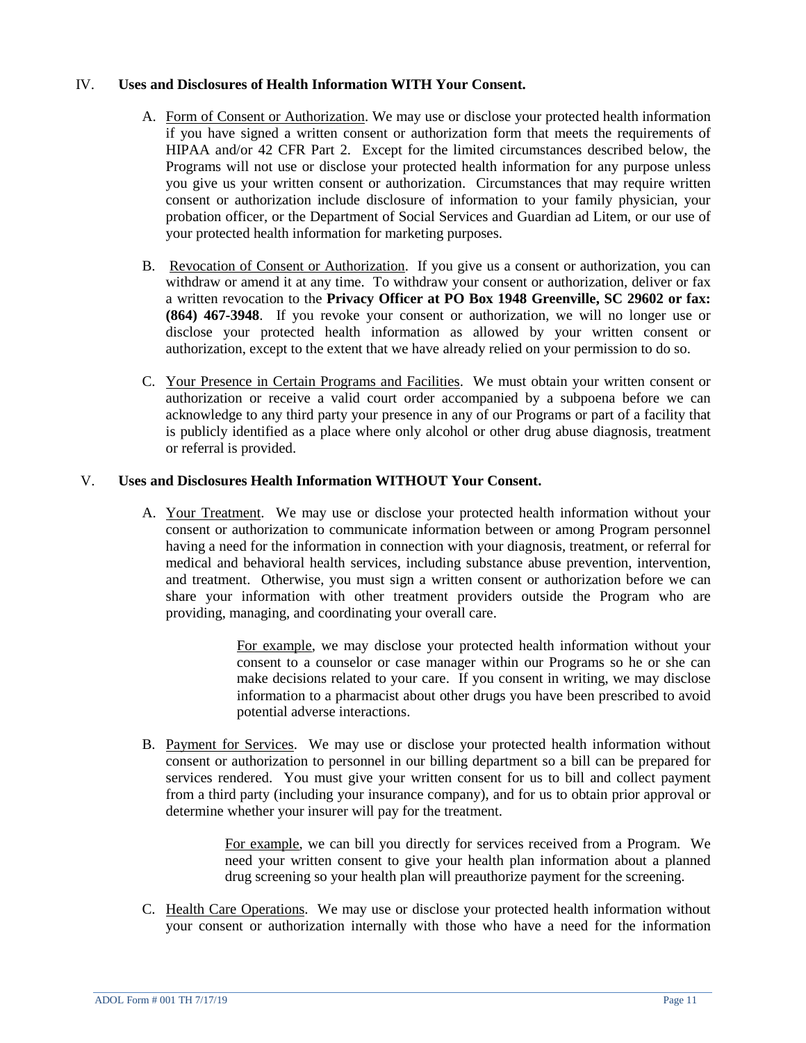## IV. Uses and Disclosures of Health Information WITH Your Consent.

A. Form of Consent or Authorization. We may use or disclose your protected health information if you have signed a written consent or authorization form that meets the requirements of HIPAA and/or 42 CFR Part 2. Except for the limited circumstances described below, the Programs will not use or disclose your protected health information for any purpose unless you give us your written consent or authorization. Circumstances that may require written consent or authorization include disclosure of information to your family physician, your probation officer, or the Department of Social Services and Guardian ad Litem, or our use of your protected health information for marketing purposes.

B. Revocation of Consent or Authorization. If you give us a consent or authorization, you can withdraw or amend it at any time. To withdraw your consent or authorization, deliver or fax a written revocation to the **Privacy Officer at PO Box 1948 Greenville, SC 29602 or fax: (864) 467-3948**. If you revoke your consent or authorization, we will no longer use or disclose your protected health information as allowed by your written consent or authorization, except to the extent that we have already relied on your permission to do so.

C. Your Presence in Certain Programs and Facilities. We must obtain your written consent or authorization or receive a valid court order accompanied by a subpoena before we can acknowledge to any third party your presence in any of our Programs or part of a facility that is publicly identified as a place where only alcohol or other drug abuse diagnosis, treatment or referral is provided.

## V. Uses and Disclosures Health Information WITHOUT Your Consent.

A. Your Treatment. We may use or disclose your protected health information without your consent or authorization to communicate information between or among Program personnel having a need for the information in connection with your diagnosis, treatment, or referral for medical and behavioral health services, including substance abuse prevention, intervention, and treatment. Otherwise, you must sign a written consent or authorization before we can share your information with other treatment providers outside the Program who are providing, managing, and coordinating your overall care.

> For example, we may disclose your protected health information without your consent to a counselor or case manager within our Programs so he or she can make decisions related to your care. If you consent in writing, we may disclose information to a pharmacist about other drugs you have been prescribed to avoid potential adverse interactions.

B. Payment for Services. We may use or disclose your protected health information without consent or authorization to personnel in our billing department so a bill can be prepared for services rendered. You must give your written consent for us to bill and collect payment from a third party (including your insurance company), and for us to obtain prior approval or determine whether your insurer will pay for the treatment.

> For example, we can bill you directly for services received from a Program. We need your written consent to give your health plan information about a planned drug screening so your health plan will preauthorize payment for the screening.

C. Health Care Operations. We may use or disclose your protected health information without your consent or authorization internally with those who have a need for the information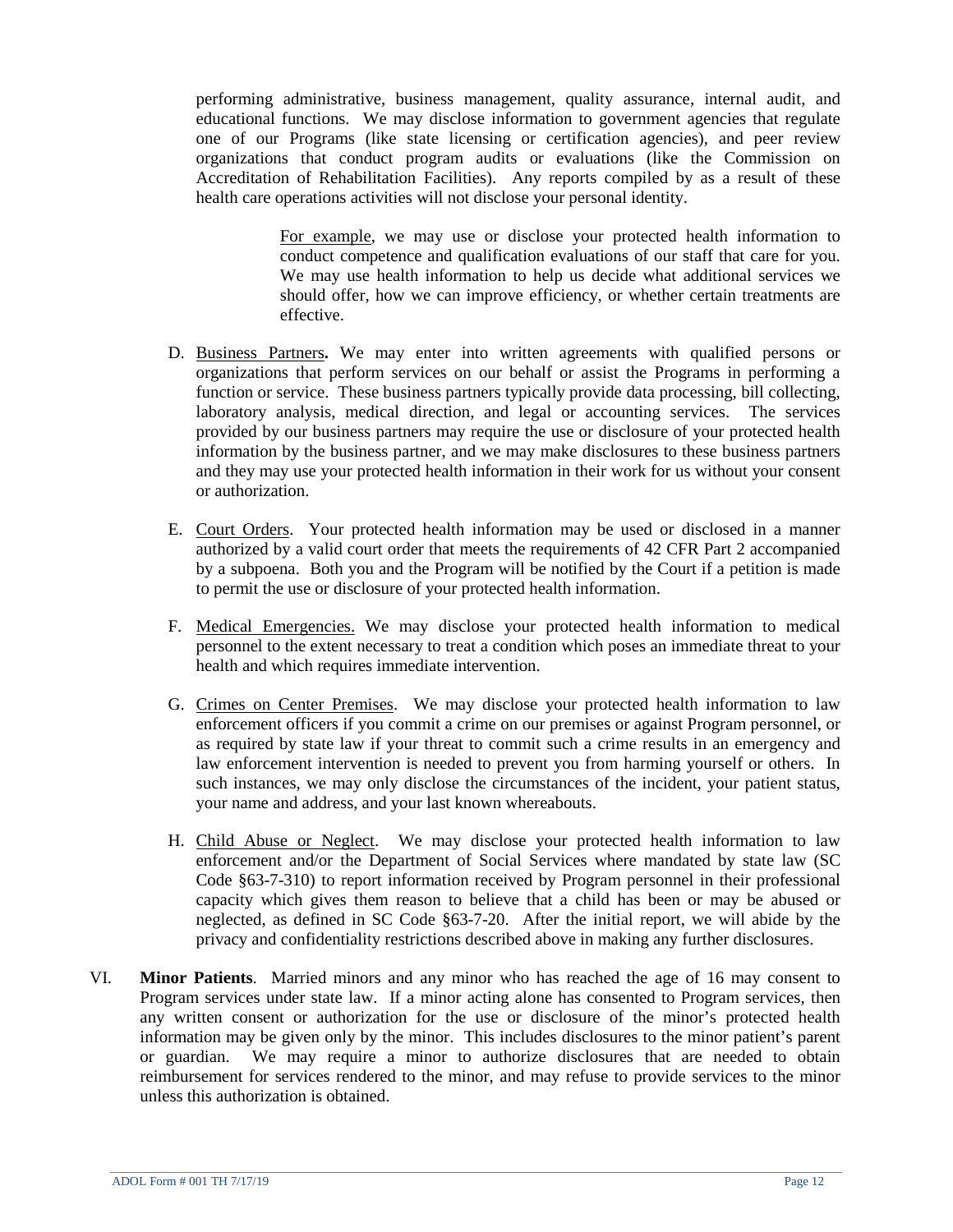performing administrative, business management, quality assurance, internal audit, and educational functions. We may disclose information to government agencies that regulate one of our Programs (like state licensing or certification agencies), and peer review organizations that conduct program audits or evaluations (like the Commission on Accreditation of Rehabilitation Facilities). Any reports compiled by as a result of these health care operations activities will not disclose your personal identity.

> For example, we may use or disclose your protected health information to conduct competence and qualification evaluations of our staff that care for you. We may use health information to help us decide what additional services we should offer, how we can improve efficiency, or whether certain treatments are effective.

D. Business Partners**.** We may enter into written agreements with qualified persons or organizations that perform services on our behalf or assist the Programs in performing a function or service. These business partners typically provide data processing, bill collecting, laboratory analysis, medical direction, and legal or accounting services. The services provided by our business partners may require the use or disclosure of your protected health information by the business partner, and we may make disclosures to these business partners and they may use your protected health information in their work for us without your consent or authorization.

E. Court Orders. Your protected health information may be used or disclosed in a manner authorized by a valid court order that meets the requirements of 42 CFR Part 2 accompanied by a subpoena. Both you and the Program will be notified by the Court if a petition is made to permit the use or disclosure of your protected health information.

F. Medical Emergencies. We may disclose your protected health information to medical personnel to the extent necessary to treat a condition which poses an immediate threat to your health and which requires immediate intervention.

G. Crimes on Center Premises. We may disclose your protected health information to law enforcement officers if you commit a crime on our premises or against Program personnel, or as required by state law if your threat to commit such a crime results in an emergency and law enforcement intervention is needed to prevent you from harming yourself or others. In such instances, we may only disclose the circumstances of the incident, your patient status, your name and address, and your last known whereabouts.

H. Child Abuse or Neglect. We may disclose your protected health information to law enforcement and/or the Department of Social Services where mandated by state law (SC Code §63-7-310) to report information received by Program personnel in their professional capacity which gives them reason to believe that a child has been or may be abused or neglected, as defined in SC Code §63-7-20. After the initial report, we will abide by the privacy and confidentiality restrictions described above in making any further disclosures.

VI. **Minor Patients**. Married minors and any minor who has reached the age of 16 may consent to Program services under state law. If a minor acting alone has consented to Program services, then any written consent or authorization for the use or disclosure of the minor's protected health information may be given only by the minor. This includes disclosures to the minor patient's parent or guardian. We may require a minor to authorize disclosures that are needed to obtain reimbursement for services rendered to the minor, and may refuse to provide services to the minor unless this authorization is obtained.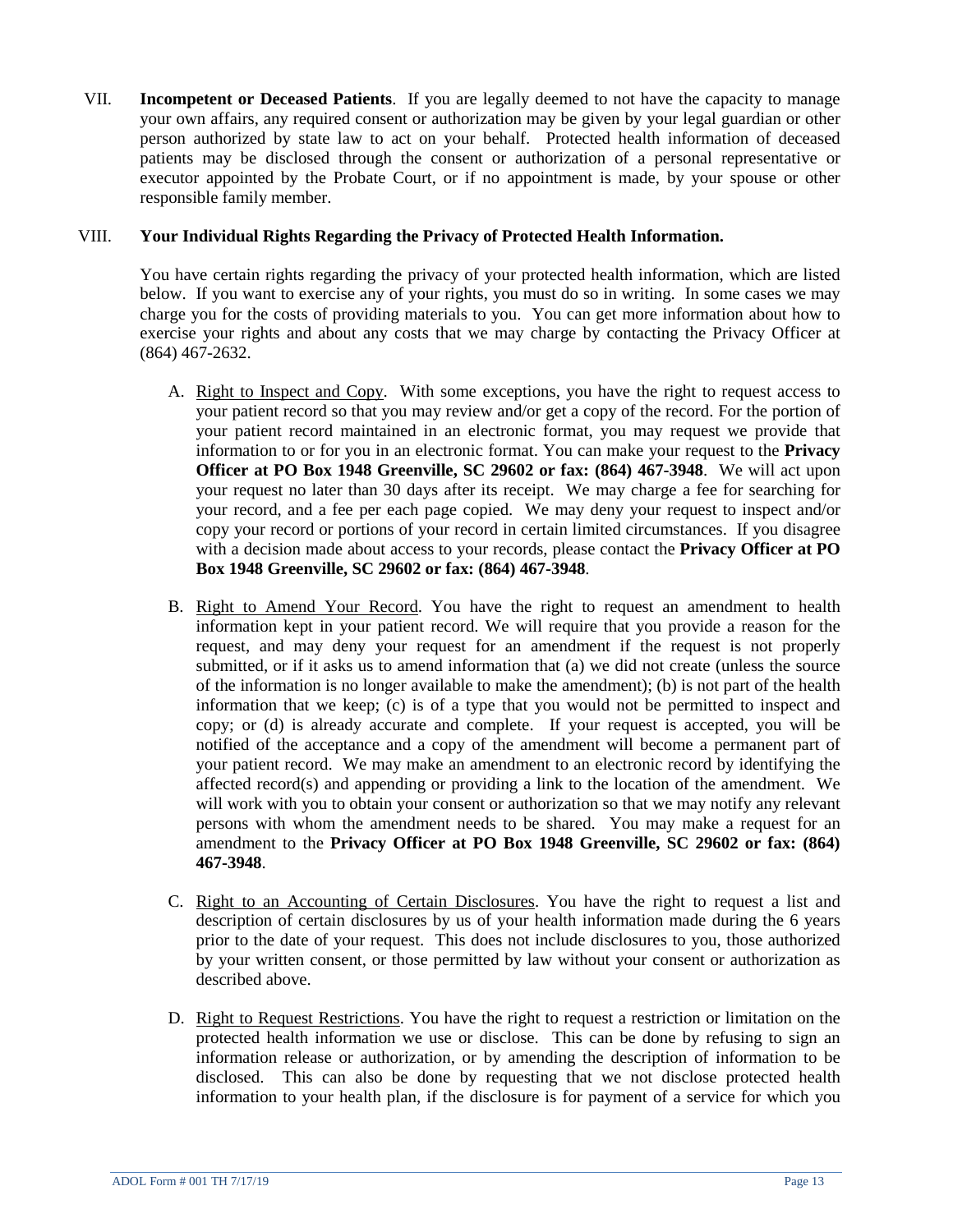VII. **Incompetent or Deceased Patients**. If you are legally deemed to not have the capacity to manage your own affairs, any required consent or authorization may be given by your legal guardian or other person authorized by state law to act on your behalf. Protected health information of deceased patients may be disclosed through the consent or authorization of a personal representative or executor appointed by the Probate Court, or if no appointment is made, by your spouse or other responsible family member.

VIII. **Your Individual Rights Regarding the Privacy of Protected Health Information.**

You have certain rights regarding the privacy of your protected health information, which are listed below. If you want to exercise any of your rights, you must do so in writing. In some cases we may charge you for the costs of providing materials to you. You can get more information about how to exercise your rights and about any costs that we may charge by contacting the Privacy Officer at (864) 467-2632.

A. <u>Right to Inspect and Copy</u>. With some exceptions, you have the right to request access to your patient record so that you may review and/or get a copy of the record. For the portion of your patient record maintained in an electronic format, you may request we provide that information to or for you in an electronic format. You can make your request to the **Privacy Officer at PO Box 1948 Greenville, SC 29602 or fax: (864) 467-3948**. We will act upon your request no later than 30 days after its receipt. We may charge a fee for searching for your record, and a fee per each page copied. We may deny your request to inspect and/or copy your record or portions of your record in certain limited circumstances. If you disagree with a decision made about access to your records, please contact the **Privacy Officer at PO Box 1948 Greenville, SC 29602 or fax: (864) 467-3948**.

B. <u>Right to Amend Your Record</u>. You have the right to request an amendment to health information kept in your patient record. We will require that you provide a reason for the request, and may deny your request for an amendment if the request is not properly submitted, or if it asks us to amend information that (a) we did not create (unless the source of the information is no longer available to make the amendment); (b) is not part of the health information that we keep; (c) is of a type that you would not be permitted to inspect and copy; or (d) is already accurate and complete. If your request is accepted, you will be notified of the acceptance and a copy of the amendment will become a permanent part of your patient record. We may make an amendment to an electronic record by identifying the affected record(s) and appending or providing a link to the location of the amendment. We will work with you to obtain your consent or authorization so that we may notify any relevant persons with whom the amendment needs to be shared. You may make a request for an amendment to the **Privacy Officer at PO Box 1948 Greenville, SC 29602 or fax: (864) 467-3948**.

C. <u>Right to an Accounting of Certain Disclosures</u>. You have the right to request a list and description of certain disclosures by us of your health information made during the 6 years prior to the date of your request. This does not include disclosures to you, those authorized by your written consent, or those permitted by law without your consent or authorization as described above.

D. <u>Right to Request Restrictions</u>. You have the right to request a restriction or limitation on the protected health information we use or disclose. This can be done by refusing to sign an information release or authorization, or by amending the description of information to be disclosed. This can also be done by requesting that we not disclose protected health information to your health plan, if the disclosure is for payment of a service for which you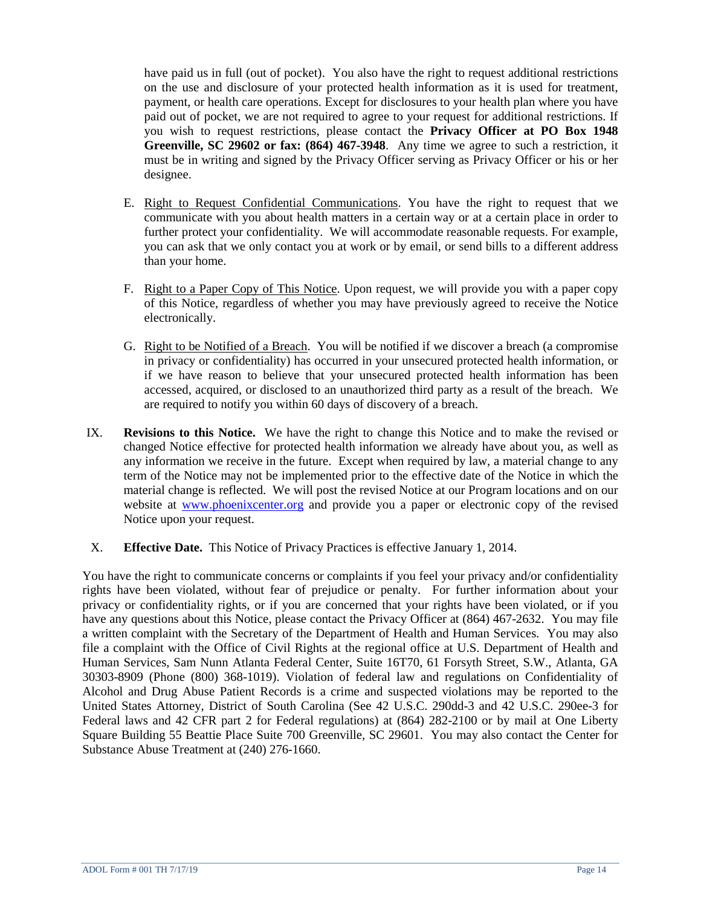have paid us in full (out of pocket). You also have the right to request additional restrictions on the use and disclosure of your protected health information as it is used for treatment, payment, or health care operations. Except for disclosures to your health plan where you have paid out of pocket, we are not required to agree to your request for additional restrictions. If you wish to request restrictions, please contact the **Privacy Officer at PO Box 1948 Greenville, SC 29602 or fax: (864) 467-3948**. Any time we agree to such a restriction, it must be in writing and signed by the Privacy Officer serving as Privacy Officer or his or her designee.

E. Right to Request Confidential Communications. You have the right to request that we communicate with you about health matters in a certain way or at a certain place in order to further protect your confidentiality. We will accommodate reasonable requests. For example, you can ask that we only contact you at work or by email, or send bills to a different address than your home.

F. Right to a Paper Copy of This Notice. Upon request, we will provide you with a paper copy of this Notice, regardless of whether you may have previously agreed to receive the Notice electronically.

G. Right to be Notified of a Breach. You will be notified if we discover a breach (a compromise in privacy or confidentiality) has occurred in your unsecured protected health information, or if we have reason to believe that your unsecured protected health information has been accessed, acquired, or disclosed to an unauthorized third party as a result of the breach. We are required to notify you within 60 days of discovery of a breach.

IX. **Revisions to this Notice.** We have the right to change this Notice and to make the revised or changed Notice effective for protected health information we already have about you, as well as any information we receive in the future. Except when required by law, a material change to any term of the Notice may not be implemented prior to the effective date of the Notice in which the material change is reflected. We will post the revised Notice at our Program locations and on our website at www.phoenixcenter.org and provide you a paper or electronic copy of the revised Notice upon your request.

X. **Effective Date.** This Notice of Privacy Practices is effective January 1, 2014.

You have the right to communicate concerns or complaints if you feel your privacy and/or confidentiality rights have been violated, without fear of prejudice or penalty. For further information about your privacy or confidentiality rights, or if you are concerned that your rights have been violated, or if you have any questions about this Notice, please contact the Privacy Officer at (864) 467-2632. You may file a written complaint with the Secretary of the Department of Health and Human Services. You may also file a complaint with the Office of Civil Rights at the regional office at U.S. Department of Health and Human Services, Sam Nunn Atlanta Federal Center, Suite 16T70, 61 Forsyth Street, S.W., Atlanta, GA 30303-8909 (Phone (800) 368-1019). Violation of federal law and regulations on Confidentiality of Alcohol and Drug Abuse Patient Records is a crime and suspected violations may be reported to the United States Attorney, District of South Carolina (See 42 U.S.C. 290dd-3 and 42 U.S.C. 290ee-3 for Federal laws and 42 CFR part 2 for Federal regulations) at (864) 282-2100 or by mail at One Liberty Square Building 55 Beattie Place Suite 700 Greenville, SC 29601. You may also contact the Center for Substance Abuse Treatment at (240) 276-1660.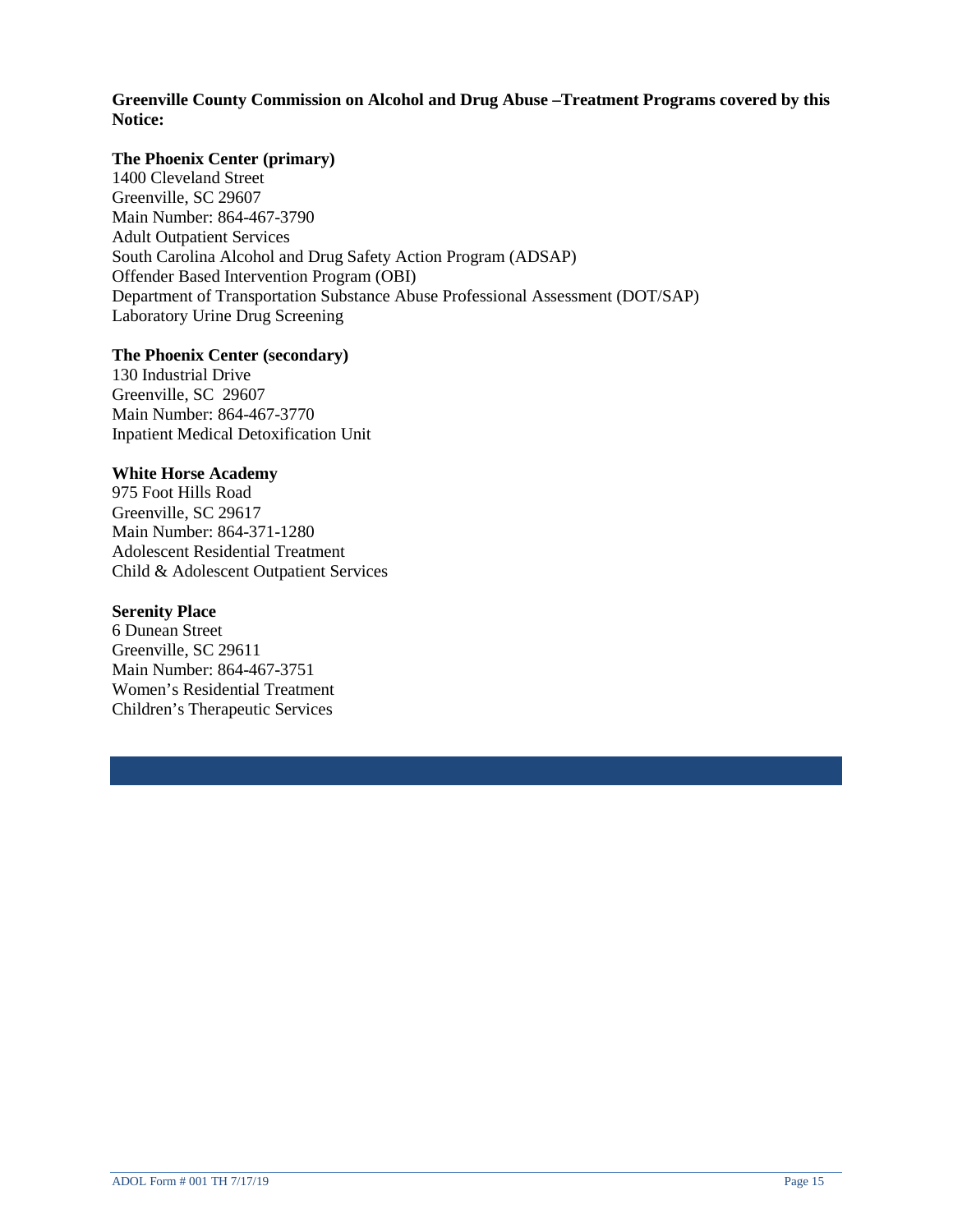**Greenville County Commission on Alcohol and Drug Abuse –Treatment Programs covered by this Notice:**

**The Phoenix Center (primary)**
1400 Cleveland Street
Greenville, SC 29607
Main Number: 864-467-3790
Adult Outpatient Services
South Carolina Alcohol and Drug Safety Action Program (ADSAP)
Offender Based Intervention Program (OBI)
Department of Transportation Substance Abuse Professional Assessment (DOT/SAP)
Laboratory Urine Drug Screening

**The Phoenix Center (secondary)**
130 Industrial Drive
Greenville, SC 29607
Main Number: 864-467-3770
Inpatient Medical Detoxification Unit

**White Horse Academy**
975 Foot Hills Road
Greenville, SC 29617
Main Number: 864-371-1280
Adolescent Residential Treatment
Child & Adolescent Outpatient Services

**Serenity Place**
6 Dunean Street
Greenville, SC 29611
Main Number: 864-467-3751
Women's Residential Treatment
Children's Therapeutic Services